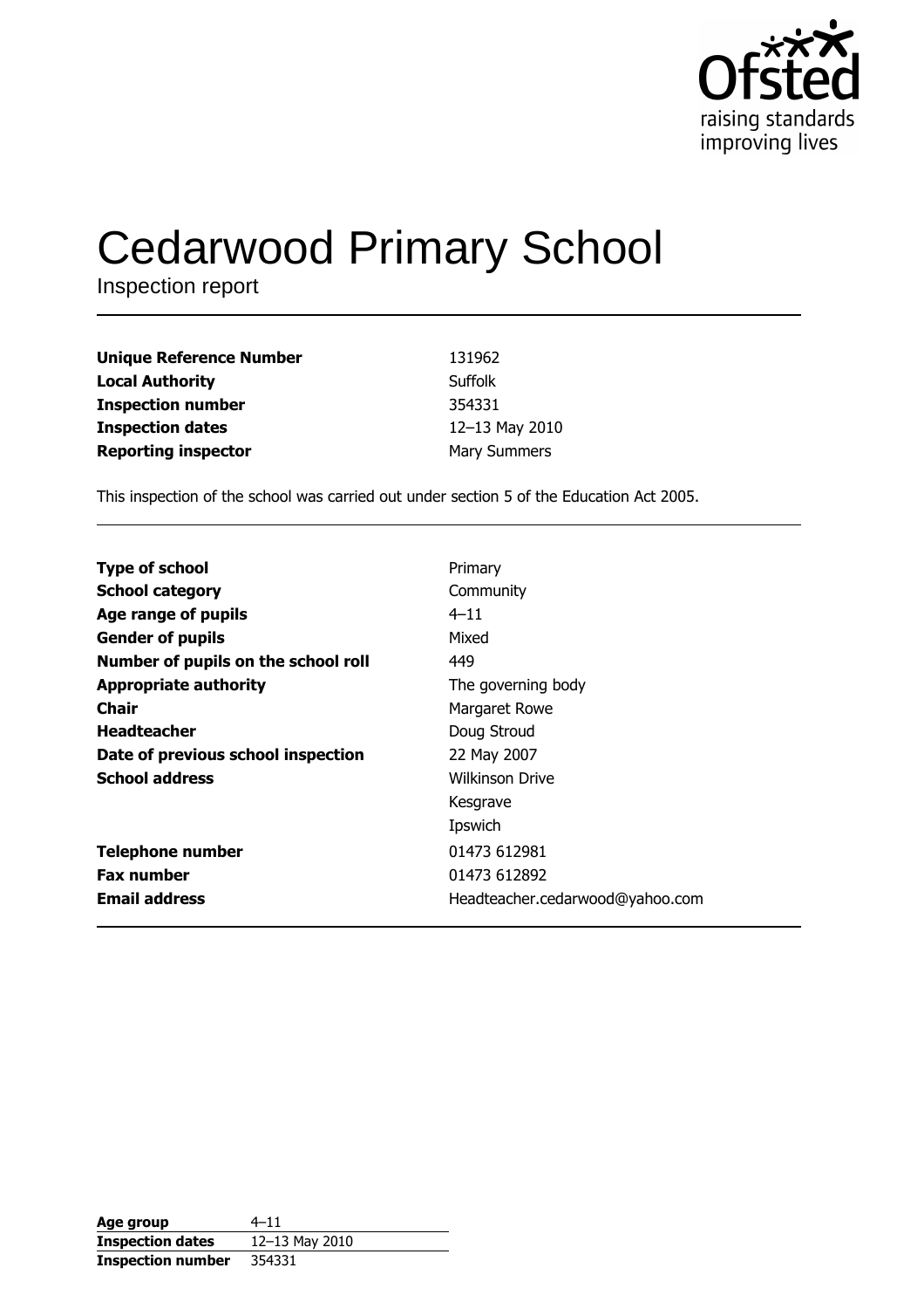# Cedarwood Primary School

Inspection report

| | |
|---|---|
| **Unique Reference Number** | 131962 |
| **Local Authority** | Suffolk |
| **Inspection number** | 354331 |
| **Inspection dates** | 12–13 May 2010 |
| **Reporting inspector** | Mary Summers |

This inspection of the school was carried out under section 5 of the Education Act 2005.

| | |
|---|---|
| **Type of school** | Primary |
| **School category** | Community |
| **Age range of pupils** | 4–11 |
| **Gender of pupils** | Mixed |
| **Number of pupils on the school roll** | 449 |
| **Appropriate authority** | The governing body |
| **Chair** | Margaret Rowe |
| **Headteacher** | Doug Stroud |
| **Date of previous school inspection** | 22 May 2007 |
| **School address** | Wilkinson Drive<br>Kesgrave<br>Ipswich |
| **Telephone number** | 01473 612981 |
| **Fax number** | 01473 612892 |
| **Email address** | Headteacher.cedarwood@yahoo.com |

| | |
|---|---|
| **Age group** | 4–11 |
| **Inspection dates** | 12–13 May 2010 |
| **Inspection number** | 354331 |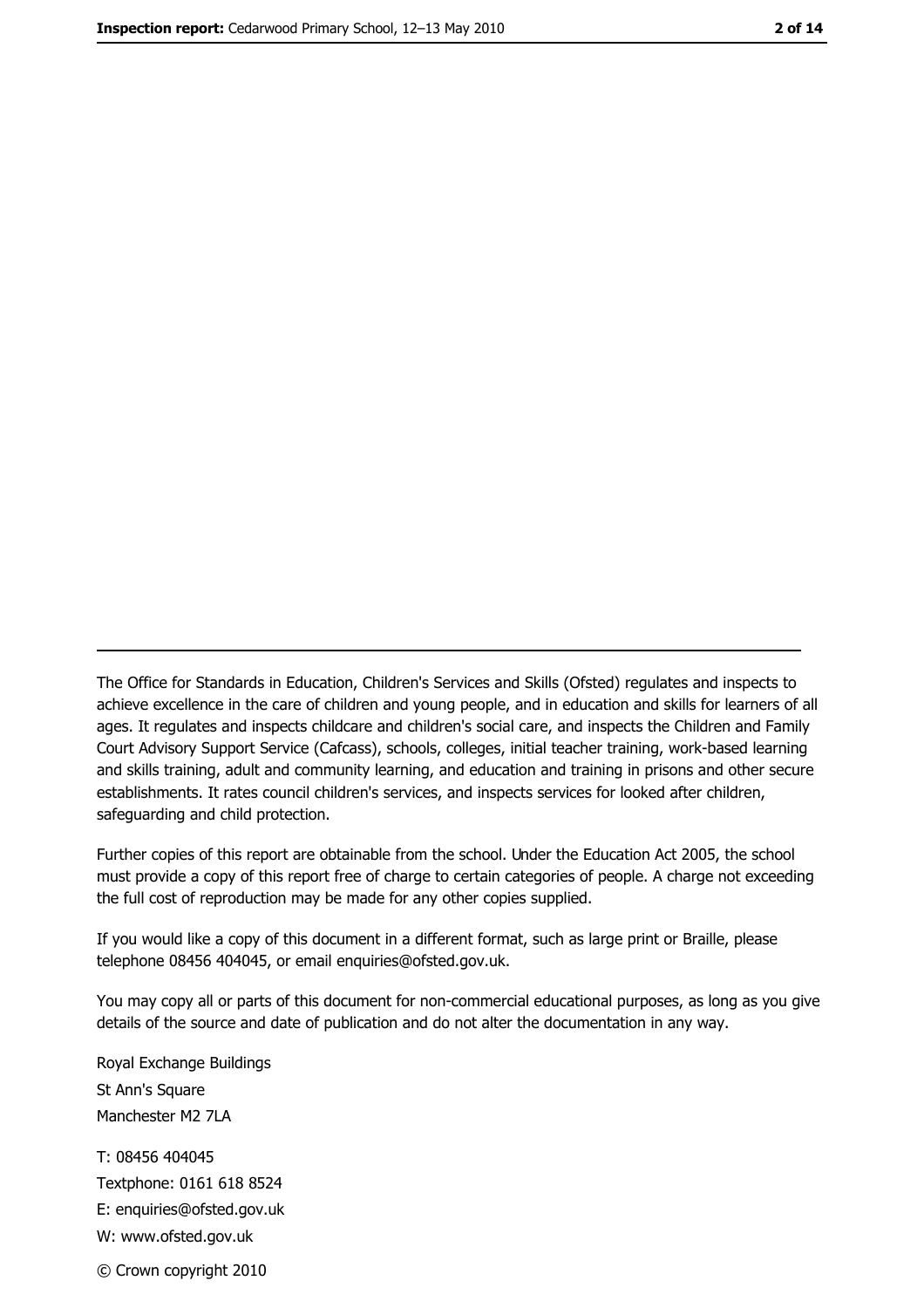The Office for Standards in Education, Children's Services and Skills (Ofsted) regulates and inspects to achieve excellence in the care of children and young people, and in education and skills for learners of all ages. It regulates and inspects childcare and children's social care, and inspects the Children and Family Court Advisory Support Service (Cafcass), schools, colleges, initial teacher training, work-based learning and skills training, adult and community learning, and education and training in prisons and other secure establishments. It rates council children's services, and inspects services for looked after children, safeguarding and child protection.

Further copies of this report are obtainable from the school. Under the Education Act 2005, the school must provide a copy of this report free of charge to certain categories of people. A charge not exceeding the full cost of reproduction may be made for any other copies supplied.

If you would like a copy of this document in a different format, such as large print or Braille, please telephone 08456 404045, or email enquiries@ofsted.gov.uk.

You may copy all or parts of this document for non-commercial educational purposes, as long as you give details of the source and date of publication and do not alter the documentation in any way.

Royal Exchange Buildings
St Ann's Square
Manchester M2 7LA

T: 08456 404045
Textphone: 0161 618 8524
E: enquiries@ofsted.gov.uk
W: www.ofsted.gov.uk

© Crown copyright 2010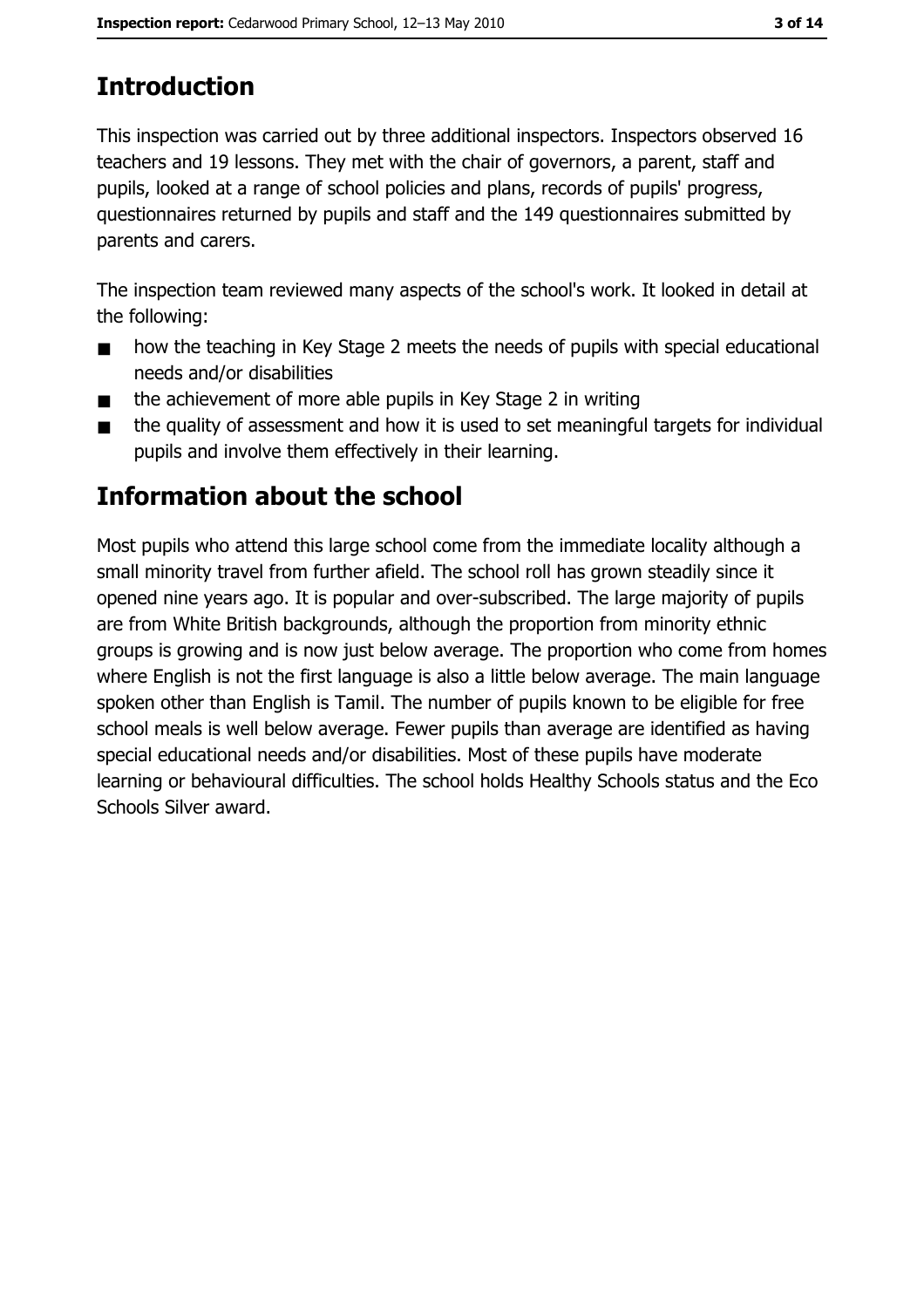## Introduction

This inspection was carried out by three additional inspectors. Inspectors observed 16 teachers and 19 lessons. They met with the chair of governors, a parent, staff and pupils, looked at a range of school policies and plans, records of pupils' progress, questionnaires returned by pupils and staff and the 149 questionnaires submitted by parents and carers.

The inspection team reviewed many aspects of the school's work. It looked in detail at the following:

- how the teaching in Key Stage 2 meets the needs of pupils with special educational needs and/or disabilities
- the achievement of more able pupils in Key Stage 2 in writing
- the quality of assessment and how it is used to set meaningful targets for individual pupils and involve them effectively in their learning.

## Information about the school

Most pupils who attend this large school come from the immediate locality although a small minority travel from further afield. The school roll has grown steadily since it opened nine years ago. It is popular and over-subscribed. The large majority of pupils are from White British backgrounds, although the proportion from minority ethnic groups is growing and is now just below average. The proportion who come from homes where English is not the first language is also a little below average. The main language spoken other than English is Tamil. The number of pupils known to be eligible for free school meals is well below average. Fewer pupils than average are identified as having special educational needs and/or disabilities. Most of these pupils have moderate learning or behavioural difficulties. The school holds Healthy Schools status and the Eco Schools Silver award.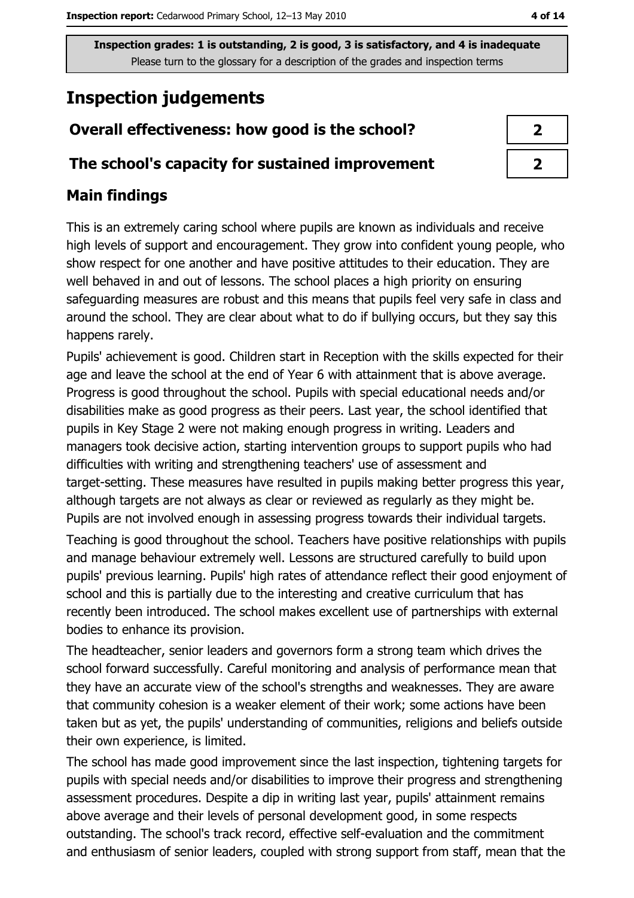**Inspection grades: 1 is outstanding, 2 is good, 3 is satisfactory, and 4 is inadequate**
Please turn to the glossary for a description of the grades and inspection terms

# Inspection judgements

| | |
|---|---|
| **Overall effectiveness: how good is the school?** | **2** |
| **The school's capacity for sustained improvement** | **2** |

## Main findings

This is an extremely caring school where pupils are known as individuals and receive high levels of support and encouragement. They grow into confident young people, who show respect for one another and have positive attitudes to their education. They are well behaved in and out of lessons. The school places a high priority on ensuring safeguarding measures are robust and this means that pupils feel very safe in class and around the school. They are clear about what to do if bullying occurs, but they say this happens rarely.

Pupils' achievement is good. Children start in Reception with the skills expected for their age and leave the school at the end of Year 6 with attainment that is above average. Progress is good throughout the school. Pupils with special educational needs and/or disabilities make as good progress as their peers. Last year, the school identified that pupils in Key Stage 2 were not making enough progress in writing. Leaders and managers took decisive action, starting intervention groups to support pupils who had difficulties with writing and strengthening teachers' use of assessment and target-setting. These measures have resulted in pupils making better progress this year, although targets are not always as clear or reviewed as regularly as they might be. Pupils are not involved enough in assessing progress towards their individual targets.

Teaching is good throughout the school. Teachers have positive relationships with pupils and manage behaviour extremely well. Lessons are structured carefully to build upon pupils' previous learning. Pupils' high rates of attendance reflect their good enjoyment of school and this is partially due to the interesting and creative curriculum that has recently been introduced. The school makes excellent use of partnerships with external bodies to enhance its provision.

The headteacher, senior leaders and governors form a strong team which drives the school forward successfully. Careful monitoring and analysis of performance mean that they have an accurate view of the school's strengths and weaknesses. They are aware that community cohesion is a weaker element of their work; some actions have been taken but as yet, the pupils' understanding of communities, religions and beliefs outside their own experience, is limited.

The school has made good improvement since the last inspection, tightening targets for pupils with special needs and/or disabilities to improve their progress and strengthening assessment procedures. Despite a dip in writing last year, pupils' attainment remains above average and their levels of personal development good, in some respects outstanding. The school's track record, effective self-evaluation and the commitment and enthusiasm of senior leaders, coupled with strong support from staff, mean that the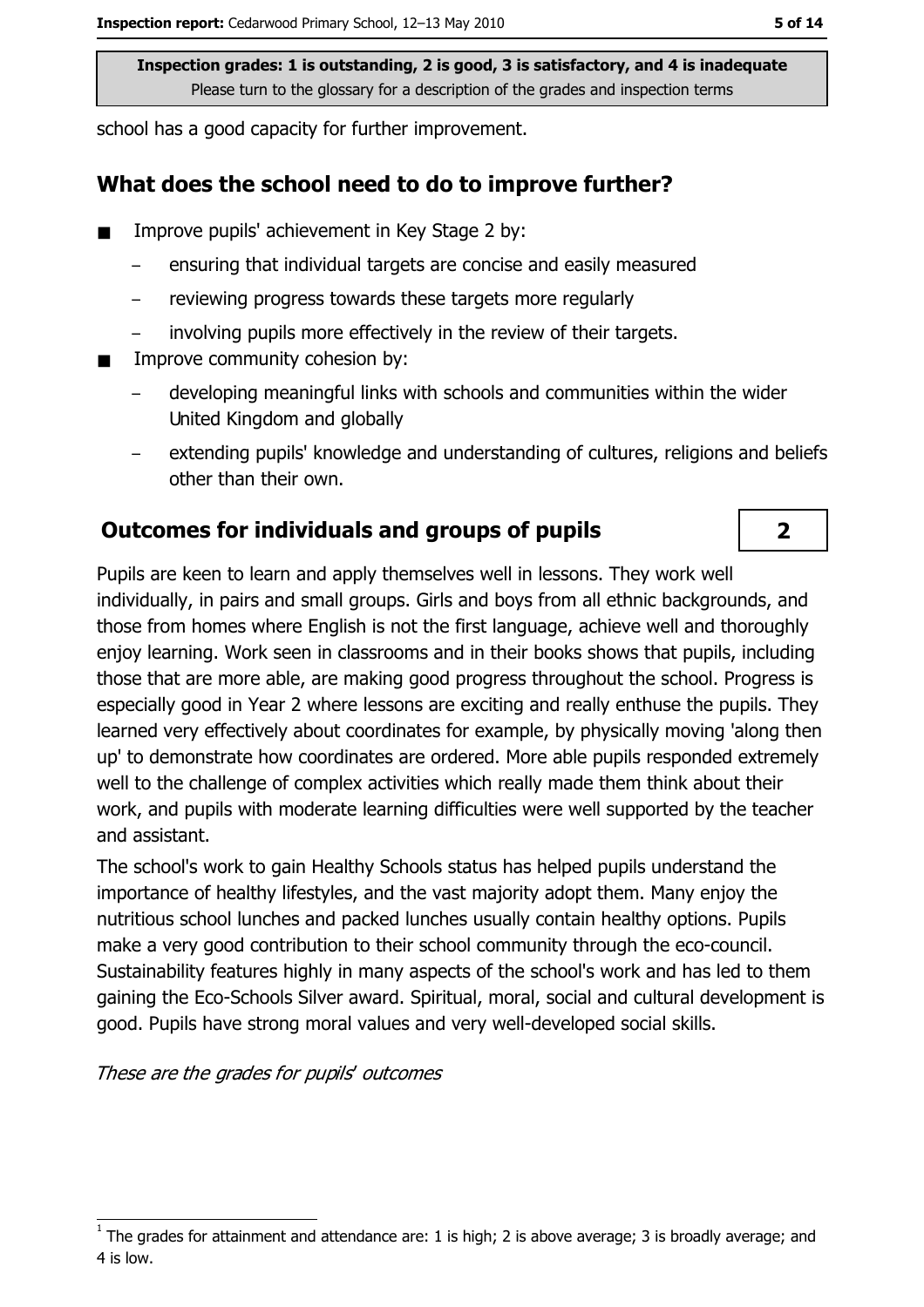Inspection grades: 1 is outstanding, 2 is good, 3 is satisfactory, and 4 is inadequate
Please turn to the glossary for a description of the grades and inspection terms

school has a good capacity for further improvement.

## What does the school need to do to improve further?

- Improve pupils' achievement in Key Stage 2 by:
  - ensuring that individual targets are concise and easily measured
  - reviewing progress towards these targets more regularly
  - involving pupils more effectively in the review of their targets.
- Improve community cohesion by:
  - developing meaningful links with schools and communities within the wider United Kingdom and globally
  - extending pupils' knowledge and understanding of cultures, religions and beliefs other than their own.

## Outcomes for individuals and groups of pupils

**2**

Pupils are keen to learn and apply themselves well in lessons. They work well individually, in pairs and small groups. Girls and boys from all ethnic backgrounds, and those from homes where English is not the first language, achieve well and thoroughly enjoy learning. Work seen in classrooms and in their books shows that pupils, including those that are more able, are making good progress throughout the school. Progress is especially good in Year 2 where lessons are exciting and really enthuse the pupils. They learned very effectively about coordinates for example, by physically moving 'along then up' to demonstrate how coordinates are ordered. More able pupils responded extremely well to the challenge of complex activities which really made them think about their work, and pupils with moderate learning difficulties were well supported by the teacher and assistant.

The school's work to gain Healthy Schools status has helped pupils understand the importance of healthy lifestyles, and the vast majority adopt them. Many enjoy the nutritious school lunches and packed lunches usually contain healthy options. Pupils make a very good contribution to their school community through the eco-council. Sustainability features highly in many aspects of the school's work and has led to them gaining the Eco-Schools Silver award. Spiritual, moral, social and cultural development is good. Pupils have strong moral values and very well-developed social skills.

*These are the grades for pupils' outcomes*

[1] The grades for attainment and attendance are: 1 is high; 2 is above average; 3 is broadly average; and 4 is low.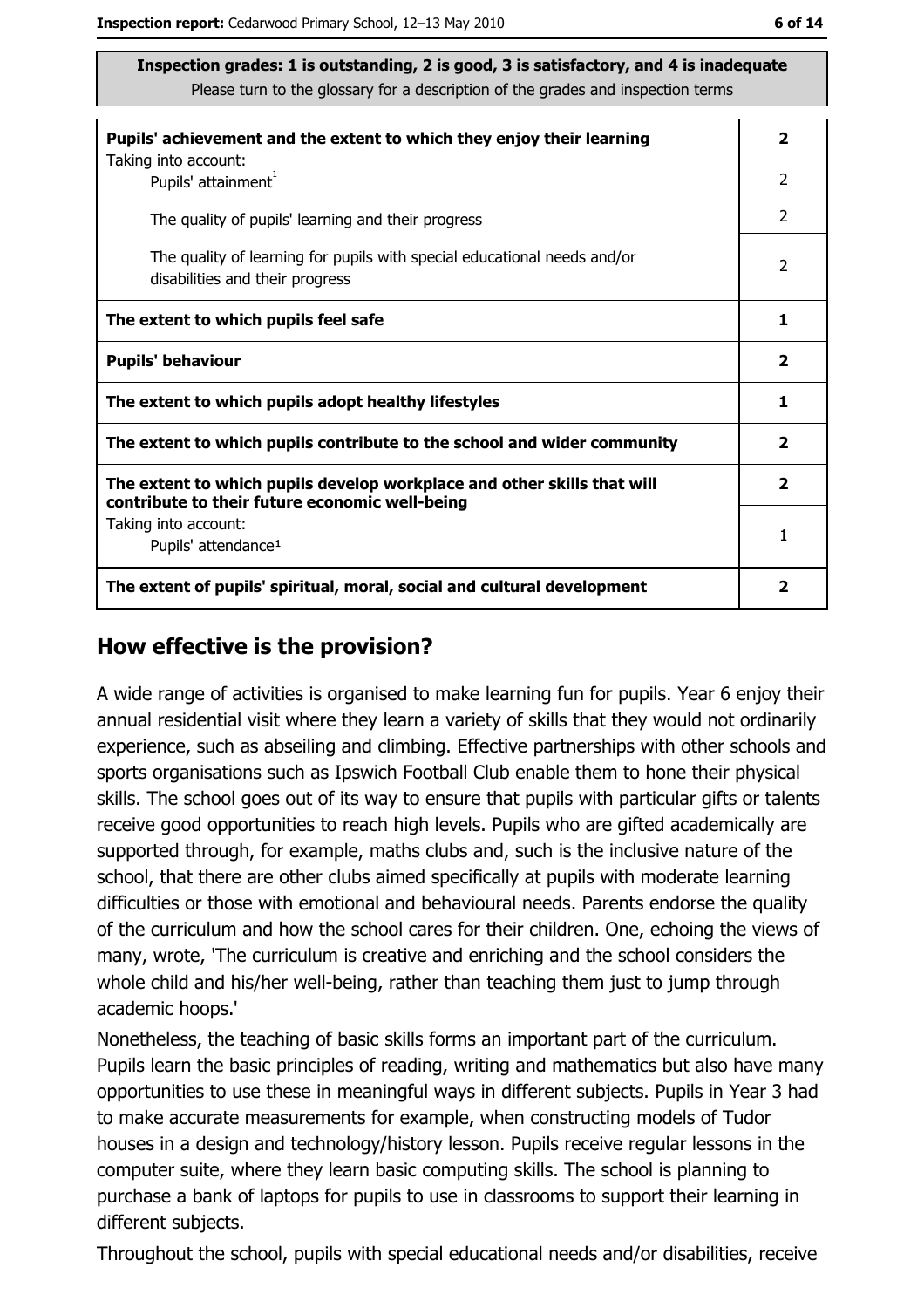**Inspection grades: 1 is outstanding, 2 is good, 3 is satisfactory, and 4 is inadequate**
Please turn to the glossary for a description of the grades and inspection terms

| | |
|---|---|
| **Pupils' achievement and the extent to which they enjoy their learning** | **2** |
| Taking into account: Pupils' attainment[1] | 2 |
| The quality of pupils' learning and their progress | 2 |
| The quality of learning for pupils with special educational needs and/or disabilities and their progress | 2 |
| **The extent to which pupils feel safe** | **1** |
| **Pupils' behaviour** | **2** |
| **The extent to which pupils adopt healthy lifestyles** | **1** |
| **The extent to which pupils contribute to the school and wider community** | **2** |
| **The extent to which pupils develop workplace and other skills that will contribute to their future economic well-being** | **2** |
| Taking into account: Pupils' attendance[1] | 1 |
| **The extent of pupils' spiritual, moral, social and cultural development** | **2** |

## How effective is the provision?

A wide range of activities is organised to make learning fun for pupils. Year 6 enjoy their annual residential visit where they learn a variety of skills that they would not ordinarily experience, such as abseiling and climbing. Effective partnerships with other schools and sports organisations such as Ipswich Football Club enable them to hone their physical skills. The school goes out of its way to ensure that pupils with particular gifts or talents receive good opportunities to reach high levels. Pupils who are gifted academically are supported through, for example, maths clubs and, such is the inclusive nature of the school, that there are other clubs aimed specifically at pupils with moderate learning difficulties or those with emotional and behavioural needs. Parents endorse the quality of the curriculum and how the school cares for their children. One, echoing the views of many, wrote, 'The curriculum is creative and enriching and the school considers the whole child and his/her well-being, rather than teaching them just to jump through academic hoops.'

Nonetheless, the teaching of basic skills forms an important part of the curriculum. Pupils learn the basic principles of reading, writing and mathematics but also have many opportunities to use these in meaningful ways in different subjects. Pupils in Year 3 had to make accurate measurements for example, when constructing models of Tudor houses in a design and technology/history lesson. Pupils receive regular lessons in the computer suite, where they learn basic computing skills. The school is planning to purchase a bank of laptops for pupils to use in classrooms to support their learning in different subjects.

Throughout the school, pupils with special educational needs and/or disabilities, receive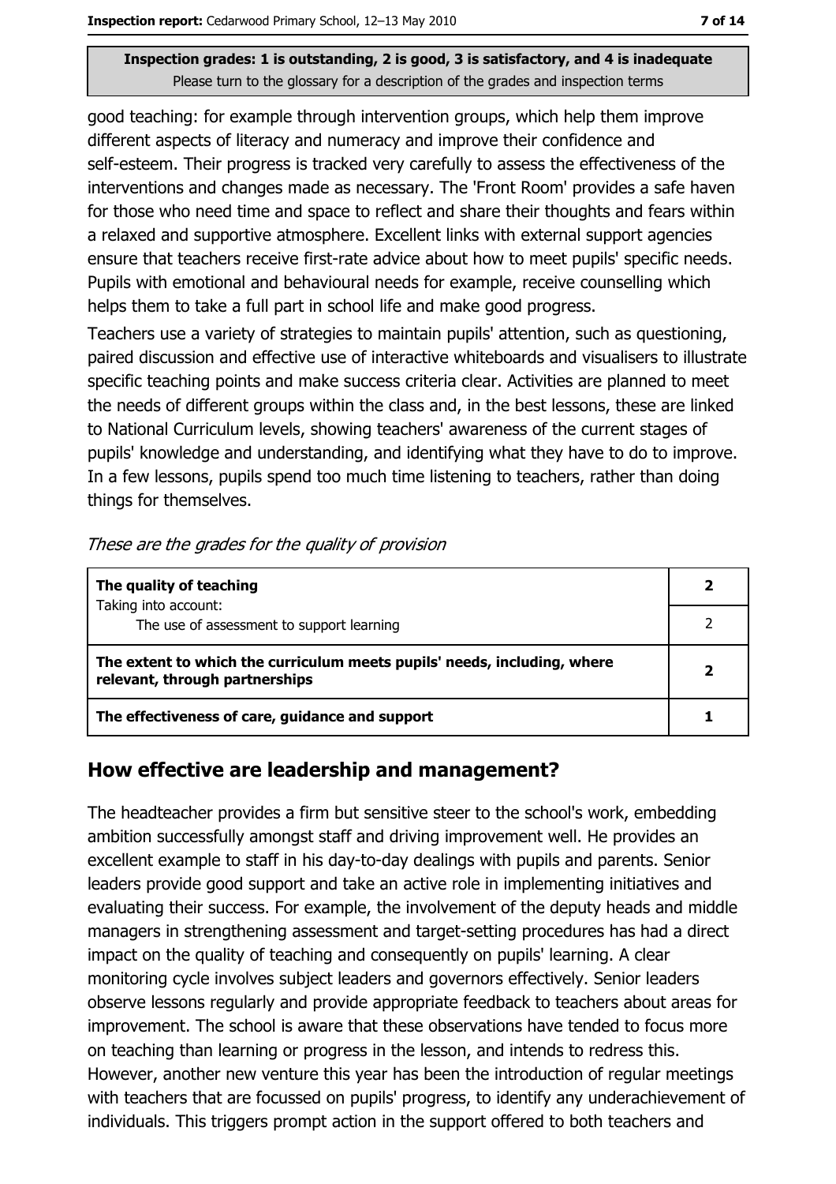Inspection grades: 1 is outstanding, 2 is good, 3 is satisfactory, and 4 is inadequate
Please turn to the glossary for a description of the grades and inspection terms

good teaching: for example through intervention groups, which help them improve different aspects of literacy and numeracy and improve their confidence and self-esteem. Their progress is tracked very carefully to assess the effectiveness of the interventions and changes made as necessary. The 'Front Room' provides a safe haven for those who need time and space to reflect and share their thoughts and fears within a relaxed and supportive atmosphere. Excellent links with external support agencies ensure that teachers receive first-rate advice about how to meet pupils' specific needs. Pupils with emotional and behavioural needs for example, receive counselling which helps them to take a full part in school life and make good progress.

Teachers use a variety of strategies to maintain pupils' attention, such as questioning, paired discussion and effective use of interactive whiteboards and visualisers to illustrate specific teaching points and make success criteria clear. Activities are planned to meet the needs of different groups within the class and, in the best lessons, these are linked to National Curriculum levels, showing teachers' awareness of the current stages of pupils' knowledge and understanding, and identifying what they have to do to improve. In a few lessons, pupils spend too much time listening to teachers, rather than doing things for themselves.

*These are the grades for the quality of provision*

| | |
|---|---|
| **The quality of teaching** | **2** |
| Taking into account: The use of assessment to support learning | 2 |
| **The extent to which the curriculum meets pupils' needs, including, where relevant, through partnerships** | **2** |
| **The effectiveness of care, guidance and support** | **1** |

## How effective are leadership and management?

The headteacher provides a firm but sensitive steer to the school's work, embedding ambition successfully amongst staff and driving improvement well. He provides an excellent example to staff in his day-to-day dealings with pupils and parents. Senior leaders provide good support and take an active role in implementing initiatives and evaluating their success. For example, the involvement of the deputy heads and middle managers in strengthening assessment and target-setting procedures has had a direct impact on the quality of teaching and consequently on pupils' learning. A clear monitoring cycle involves subject leaders and governors effectively. Senior leaders observe lessons regularly and provide appropriate feedback to teachers about areas for improvement. The school is aware that these observations have tended to focus more on teaching than learning or progress in the lesson, and intends to redress this. However, another new venture this year has been the introduction of regular meetings with teachers that are focussed on pupils' progress, to identify any underachievement of individuals. This triggers prompt action in the support offered to both teachers and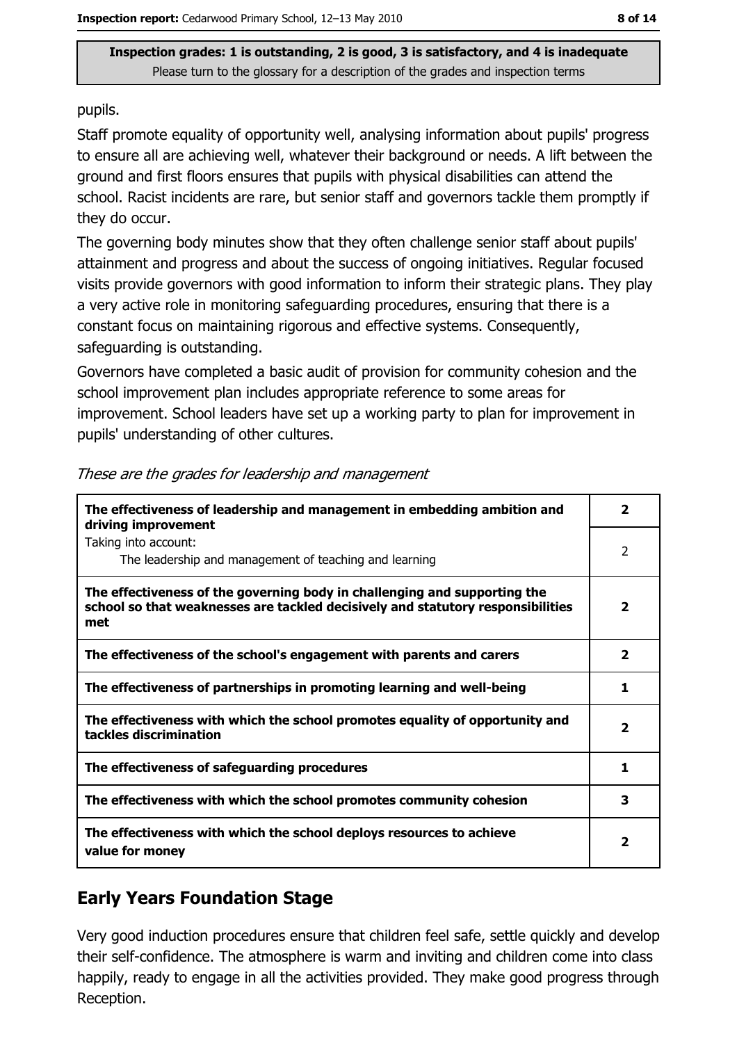**Inspection grades: 1 is outstanding, 2 is good, 3 is satisfactory, and 4 is inadequate**
Please turn to the glossary for a description of the grades and inspection terms

pupils.

Staff promote equality of opportunity well, analysing information about pupils' progress to ensure all are achieving well, whatever their background or needs. A lift between the ground and first floors ensures that pupils with physical disabilities can attend the school. Racist incidents are rare, but senior staff and governors tackle them promptly if they do occur.

The governing body minutes show that they often challenge senior staff about pupils' attainment and progress and about the success of ongoing initiatives. Regular focused visits provide governors with good information to inform their strategic plans. They play a very active role in monitoring safeguarding procedures, ensuring that there is a constant focus on maintaining rigorous and effective systems. Consequently, safeguarding is outstanding.

Governors have completed a basic audit of provision for community cohesion and the school improvement plan includes appropriate reference to some areas for improvement. School leaders have set up a working party to plan for improvement in pupils' understanding of other cultures.

*These are the grades for leadership and management*

| | |
|---|---|
| **The effectiveness of leadership and management in embedding ambition and driving improvement** | **2** |
| Taking into account: The leadership and management of teaching and learning | 2 |
| **The effectiveness of the governing body in challenging and supporting the school so that weaknesses are tackled decisively and statutory responsibilities met** | **2** |
| **The effectiveness of the school's engagement with parents and carers** | **2** |
| **The effectiveness of partnerships in promoting learning and well-being** | **1** |
| **The effectiveness with which the school promotes equality of opportunity and tackles discrimination** | **2** |
| **The effectiveness of safeguarding procedures** | **1** |
| **The effectiveness with which the school promotes community cohesion** | **3** |
| **The effectiveness with which the school deploys resources to achieve value for money** | **2** |

## Early Years Foundation Stage

Very good induction procedures ensure that children feel safe, settle quickly and develop their self-confidence. The atmosphere is warm and inviting and children come into class happily, ready to engage in all the activities provided. They make good progress through Reception.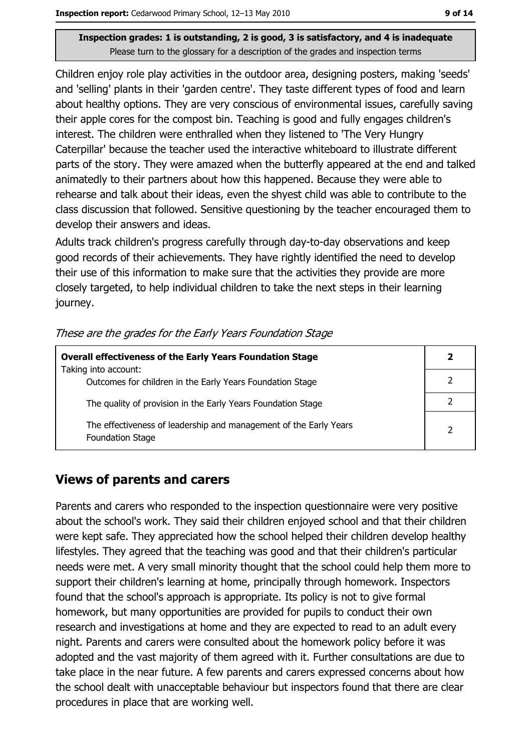**Inspection grades: 1 is outstanding, 2 is good, 3 is satisfactory, and 4 is inadequate**
Please turn to the glossary for a description of the grades and inspection terms

Children enjoy role play activities in the outdoor area, designing posters, making 'seeds' and 'selling' plants in their 'garden centre'. They taste different types of food and learn about healthy options. They are very conscious of environmental issues, carefully saving their apple cores for the compost bin. Teaching is good and fully engages children's interest. The children were enthralled when they listened to 'The Very Hungry Caterpillar' because the teacher used the interactive whiteboard to illustrate different parts of the story. They were amazed when the butterfly appeared at the end and talked animatedly to their partners about how this happened. Because they were able to rehearse and talk about their ideas, even the shyest child was able to contribute to the class discussion that followed. Sensitive questioning by the teacher encouraged them to develop their answers and ideas.

Adults track children's progress carefully through day-to-day observations and keep good records of their achievements. They have rightly identified the need to develop their use of this information to make sure that the activities they provide are more closely targeted, to help individual children to take the next steps in their learning journey.

*These are the grades for the Early Years Foundation Stage*

| **Overall effectiveness of the Early Years Foundation Stage** | **2** |
|---|---|
| Taking into account: Outcomes for children in the Early Years Foundation Stage | 2 |
| The quality of provision in the Early Years Foundation Stage | 2 |
| The effectiveness of leadership and management of the Early Years Foundation Stage | 2 |

## Views of parents and carers

Parents and carers who responded to the inspection questionnaire were very positive about the school's work. They said their children enjoyed school and that their children were kept safe. They appreciated how the school helped their children develop healthy lifestyles. They agreed that the teaching was good and that their children's particular needs were met. A very small minority thought that the school could help them more to support their children's learning at home, principally through homework. Inspectors found that the school's approach is appropriate. Its policy is not to give formal homework, but many opportunities are provided for pupils to conduct their own research and investigations at home and they are expected to read to an adult every night. Parents and carers were consulted about the homework policy before it was adopted and the vast majority of them agreed with it. Further consultations are due to take place in the near future. A few parents and carers expressed concerns about how the school dealt with unacceptable behaviour but inspectors found that there are clear procedures in place that are working well.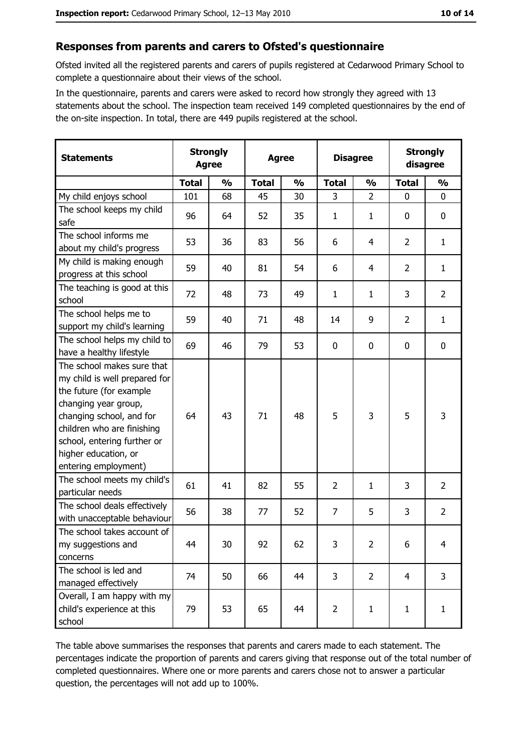## Responses from parents and carers to Ofsted's questionnaire

Ofsted invited all the registered parents and carers of pupils registered at Cedarwood Primary School to complete a questionnaire about their views of the school.

In the questionnaire, parents and carers were asked to record how strongly they agreed with 13 statements about the school. The inspection team received 149 completed questionnaires by the end of the on-site inspection. In total, there are 449 pupils registered at the school.

| Statements | Strongly Agree | | Agree | | Disagree | | Strongly disagree | |
|---|---|---|---|---|---|---|---|---|
| | Total | % | Total | % | Total | % | Total | % |
| My child enjoys school | 101 | 68 | 45 | 30 | 3 | 2 | 0 | 0 |
| The school keeps my child safe | 96 | 64 | 52 | 35 | 1 | 1 | 0 | 0 |
| The school informs me about my child's progress | 53 | 36 | 83 | 56 | 6 | 4 | 2 | 1 |
| My child is making enough progress at this school | 59 | 40 | 81 | 54 | 6 | 4 | 2 | 1 |
| The teaching is good at this school | 72 | 48 | 73 | 49 | 1 | 1 | 3 | 2 |
| The school helps me to support my child's learning | 59 | 40 | 71 | 48 | 14 | 9 | 2 | 1 |
| The school helps my child to have a healthy lifestyle | 69 | 46 | 79 | 53 | 0 | 0 | 0 | 0 |
| The school makes sure that my child is well prepared for the future (for example changing year group, changing school, and for children who are finishing school, entering further or higher education, or entering employment) | 64 | 43 | 71 | 48 | 5 | 3 | 5 | 3 |
| The school meets my child's particular needs | 61 | 41 | 82 | 55 | 2 | 1 | 3 | 2 |
| The school deals effectively with unacceptable behaviour | 56 | 38 | 77 | 52 | 7 | 5 | 3 | 2 |
| The school takes account of my suggestions and concerns | 44 | 30 | 92 | 62 | 3 | 2 | 6 | 4 |
| The school is led and managed effectively | 74 | 50 | 66 | 44 | 3 | 2 | 4 | 3 |
| Overall, I am happy with my child's experience at this school | 79 | 53 | 65 | 44 | 2 | 1 | 1 | 1 |

The table above summarises the responses that parents and carers made to each statement. The percentages indicate the proportion of parents and carers giving that response out of the total number of completed questionnaires. Where one or more parents and carers chose not to answer a particular question, the percentages will not add up to 100%.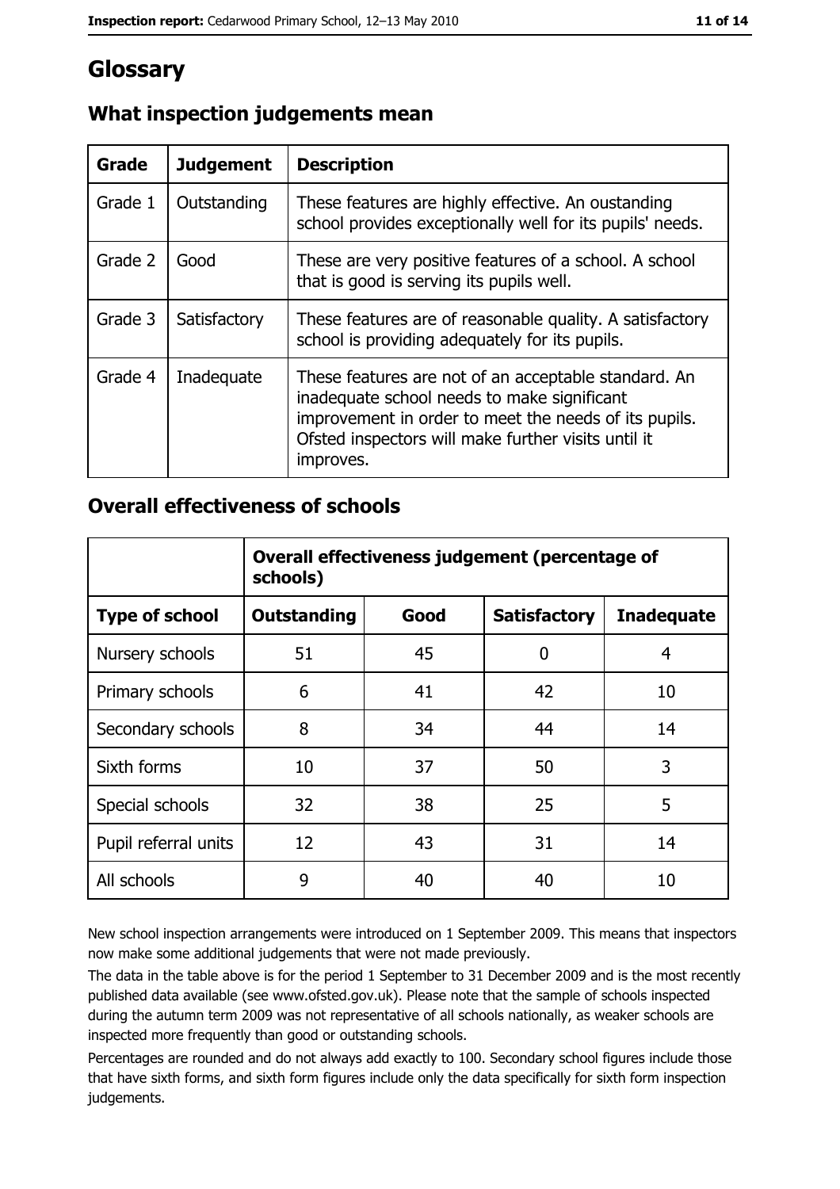# Glossary

## What inspection judgements mean

| Grade | Judgement | Description |
|---|---|---|
| Grade 1 | Outstanding | These features are highly effective. An oustanding school provides exceptionally well for its pupils' needs. |
| Grade 2 | Good | These are very positive features of a school. A school that is good is serving its pupils well. |
| Grade 3 | Satisfactory | These features are of reasonable quality. A satisfactory school is providing adequately for its pupils. |
| Grade 4 | Inadequate | These features are not of an acceptable standard. An inadequate school needs to make significant improvement in order to meet the needs of its pupils. Ofsted inspectors will make further visits until it improves. |

## Overall effectiveness of schools

| | Overall effectiveness judgement (percentage of schools) | | | |
|---|---|---|---|---|
| **Type of school** | **Outstanding** | **Good** | **Satisfactory** | **Inadequate** |
| Nursery schools | 51 | 45 | 0 | 4 |
| Primary schools | 6 | 41 | 42 | 10 |
| Secondary schools | 8 | 34 | 44 | 14 |
| Sixth forms | 10 | 37 | 50 | 3 |
| Special schools | 32 | 38 | 25 | 5 |
| Pupil referral units | 12 | 43 | 31 | 14 |
| All schools | 9 | 40 | 40 | 10 |

New school inspection arrangements were introduced on 1 September 2009. This means that inspectors now make some additional judgements that were not made previously.

The data in the table above is for the period 1 September to 31 December 2009 and is the most recently published data available (see www.ofsted.gov.uk). Please note that the sample of schools inspected during the autumn term 2009 was not representative of all schools nationally, as weaker schools are inspected more frequently than good or outstanding schools.

Percentages are rounded and do not always add exactly to 100. Secondary school figures include those that have sixth forms, and sixth form figures include only the data specifically for sixth form inspection judgements.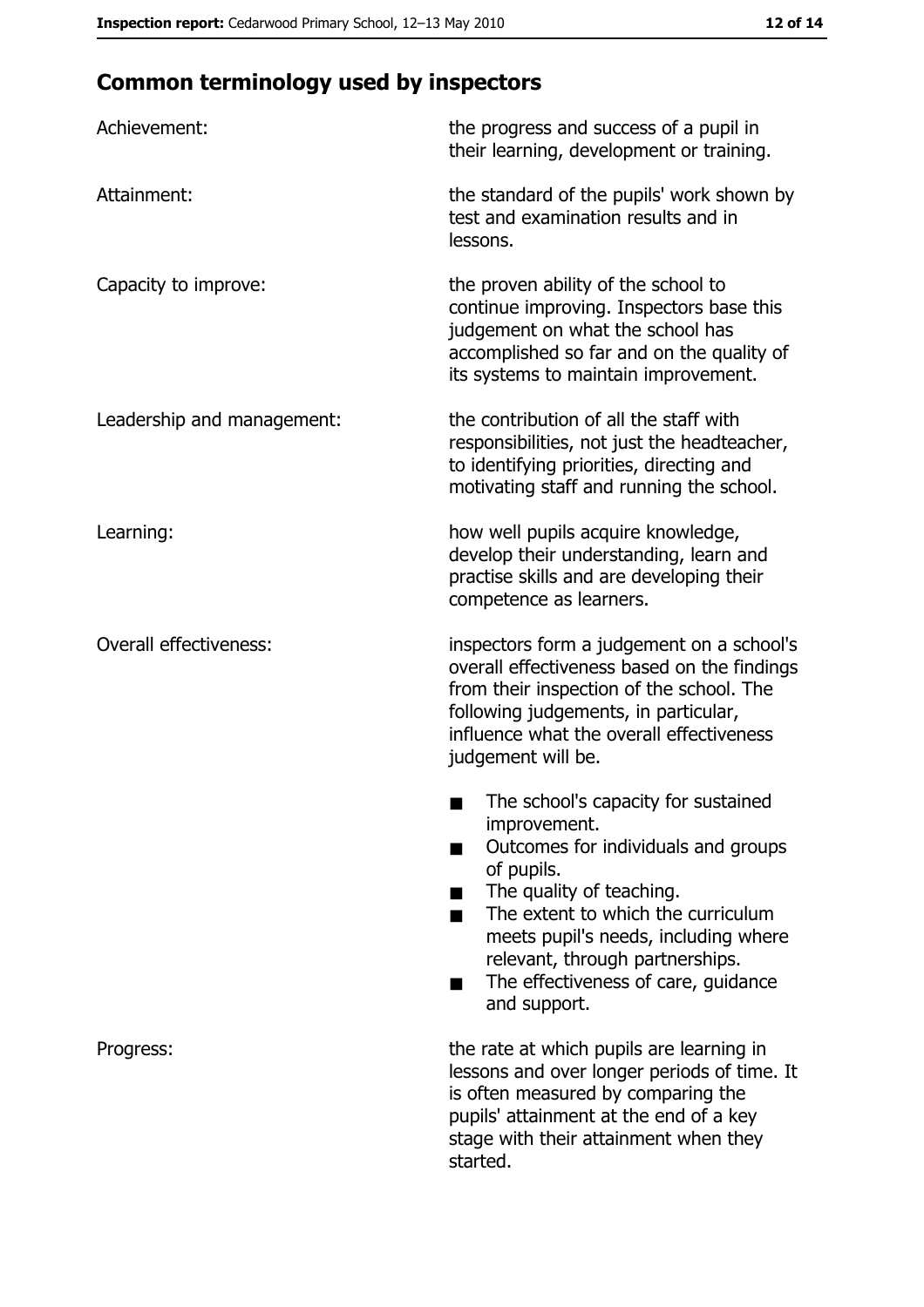## Common terminology used by inspectors

| | |
|---|---|
| Achievement: | the progress and success of a pupil in their learning, development or training. |
| Attainment: | the standard of the pupils' work shown by test and examination results and in lessons. |
| Capacity to improve: | the proven ability of the school to continue improving. Inspectors base this judgement on what the school has accomplished so far and on the quality of its systems to maintain improvement. |
| Leadership and management: | the contribution of all the staff with responsibilities, not just the headteacher, to identifying priorities, directing and motivating staff and running the school. |
| Learning: | how well pupils acquire knowledge, develop their understanding, learn and practise skills and are developing their competence as learners. |
| Overall effectiveness: | inspectors form a judgement on a school's overall effectiveness based on the findings from their inspection of the school. The following judgements, in particular, influence what the overall effectiveness judgement will be.<br>■ The school's capacity for sustained improvement.<br>■ Outcomes for individuals and groups of pupils.<br>■ The quality of teaching.<br>■ The extent to which the curriculum meets pupil's needs, including where relevant, through partnerships.<br>■ The effectiveness of care, guidance and support. |
| Progress: | the rate at which pupils are learning in lessons and over longer periods of time. It is often measured by comparing the pupils' attainment at the end of a key stage with their attainment when they started. |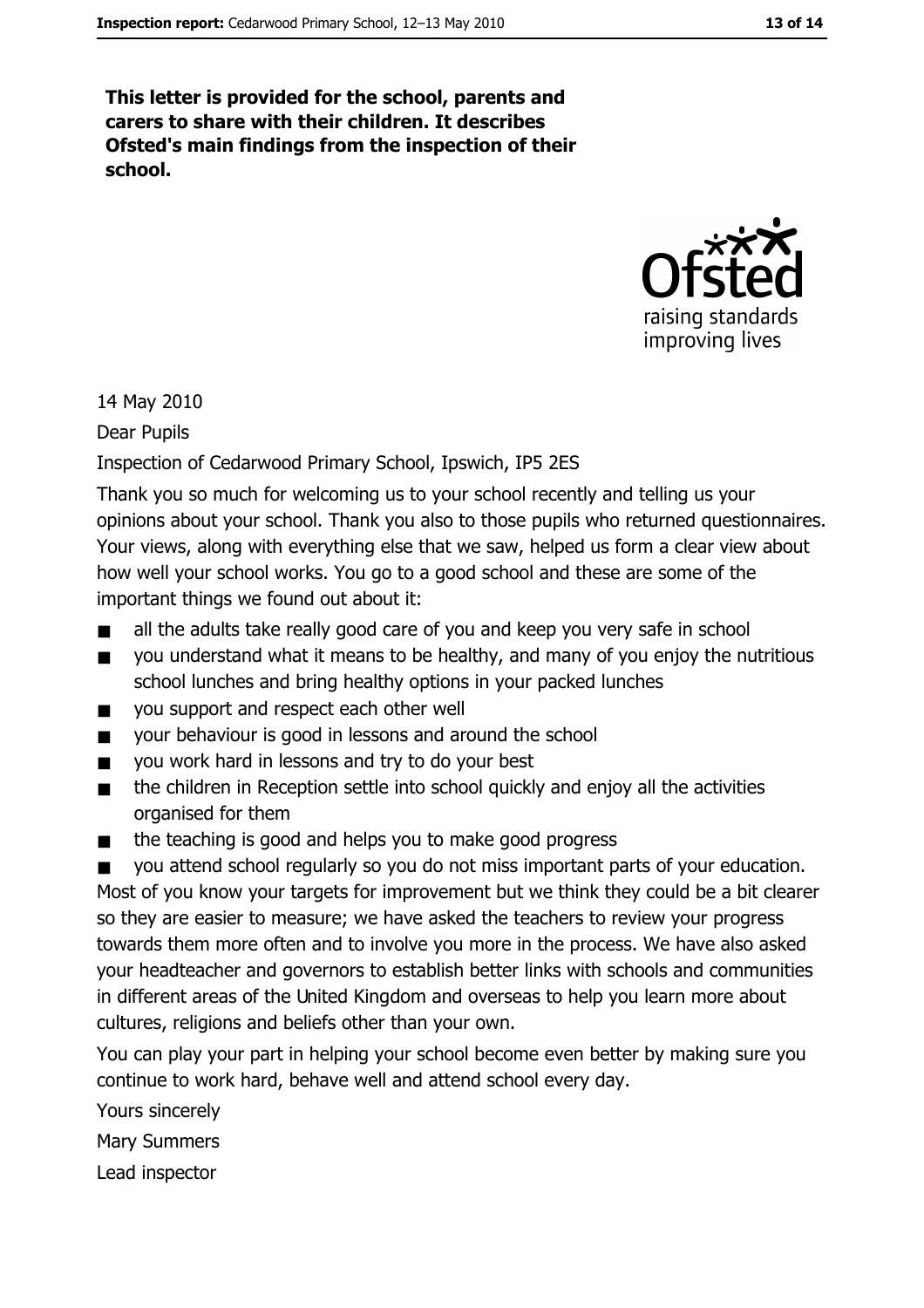**This letter is provided for the school, parents and carers to share with their children. It describes Ofsted's main findings from the inspection of their school.**

14 May 2010

Dear Pupils

Inspection of Cedarwood Primary School, Ipswich, IP5 2ES

Thank you so much for welcoming us to your school recently and telling us your opinions about your school. Thank you also to those pupils who returned questionnaires. Your views, along with everything else that we saw, helped us form a clear view about how well your school works. You go to a good school and these are some of the important things we found out about it:

- all the adults take really good care of you and keep you very safe in school
- you understand what it means to be healthy, and many of you enjoy the nutritious school lunches and bring healthy options in your packed lunches
- you support and respect each other well
- your behaviour is good in lessons and around the school
- you work hard in lessons and try to do your best
- the children in Reception settle into school quickly and enjoy all the activities organised for them
- the teaching is good and helps you to make good progress
- you attend school regularly so you do not miss important parts of your education.

Most of you know your targets for improvement but we think they could be a bit clearer so they are easier to measure; we have asked the teachers to review your progress towards them more often and to involve you more in the process. We have also asked your headteacher and governors to establish better links with schools and communities in different areas of the United Kingdom and overseas to help you learn more about cultures, religions and beliefs other than your own.

You can play your part in helping your school become even better by making sure you continue to work hard, behave well and attend school every day.

Yours sincerely

Mary Summers

Lead inspector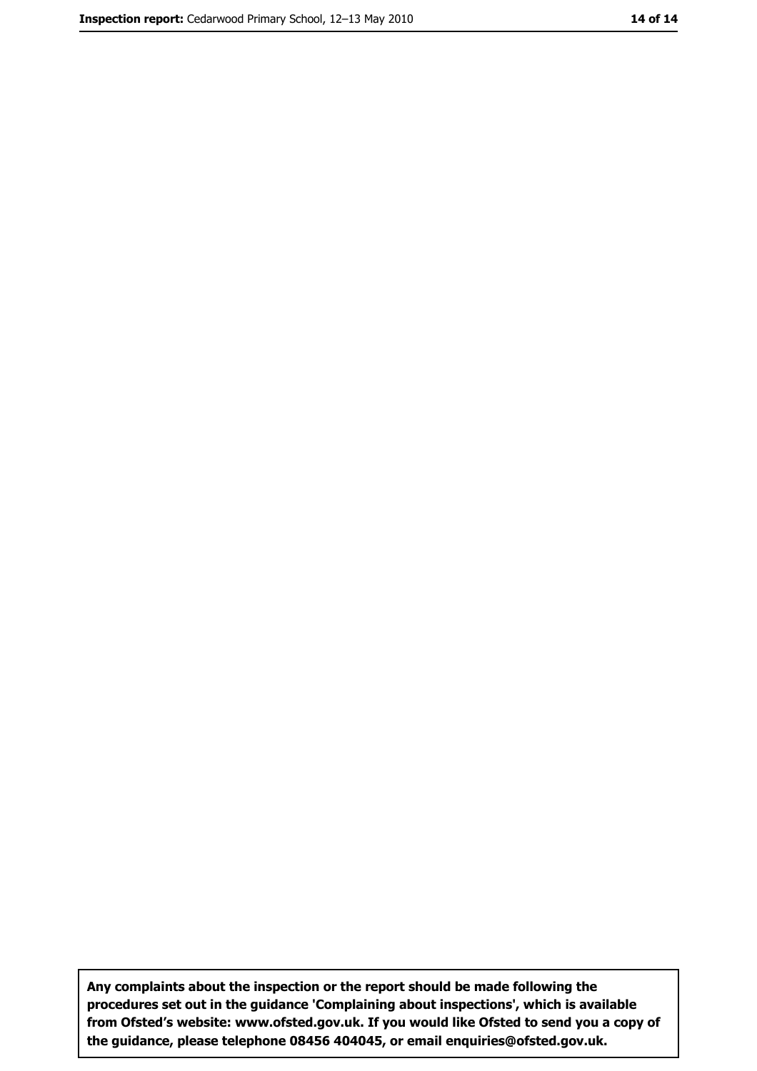**Any complaints about the inspection or the report should be made following the procedures set out in the guidance 'Complaining about inspections', which is available from Ofsted's website: www.ofsted.gov.uk. If you would like Ofsted to send you a copy of the guidance, please telephone 08456 404045, or email enquiries@ofsted.gov.uk.**